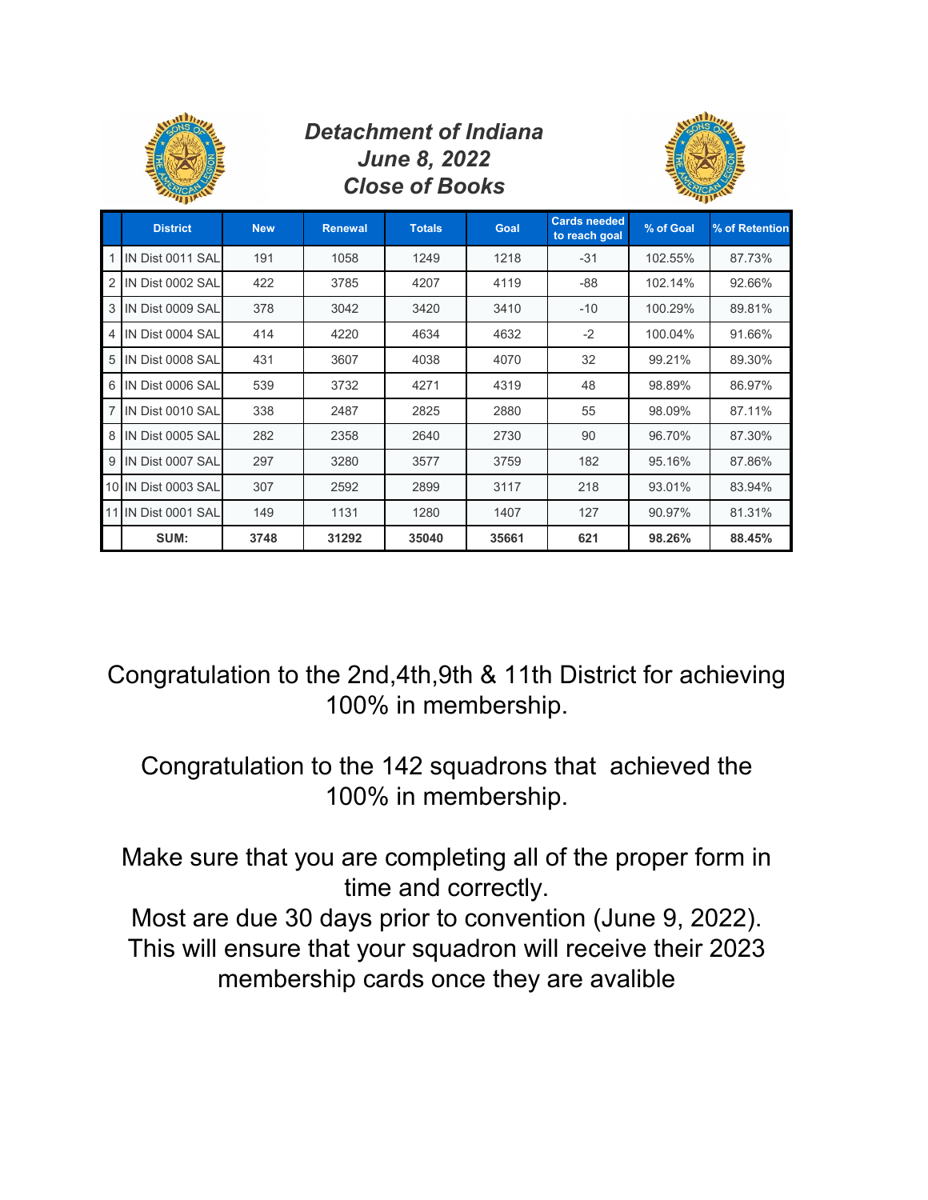# *Detachment of Indiana*
## *June 8, 2022*
## *Close of Books*

| | District | New | Renewal | Totals | Goal | Cards needed to reach goal | % of Goal | % of Retention |
|---|---|---|---|---|---|---|---|---|
| 1 | IN Dist 0011 SAL | 191 | 1058 | 1249 | 1218 | -31 | 102.55% | 87.73% |
| 2 | IN Dist 0002 SAL | 422 | 3785 | 4207 | 4119 | -88 | 102.14% | 92.66% |
| 3 | IN Dist 0009 SAL | 378 | 3042 | 3420 | 3410 | -10 | 100.29% | 89.81% |
| 4 | IN Dist 0004 SAL | 414 | 4220 | 4634 | 4632 | -2 | 100.04% | 91.66% |
| 5 | IN Dist 0008 SAL | 431 | 3607 | 4038 | 4070 | 32 | 99.21% | 89.30% |
| 6 | IN Dist 0006 SAL | 539 | 3732 | 4271 | 4319 | 48 | 98.89% | 86.97% |
| 7 | IN Dist 0010 SAL | 338 | 2487 | 2825 | 2880 | 55 | 98.09% | 87.11% |
| 8 | IN Dist 0005 SAL | 282 | 2358 | 2640 | 2730 | 90 | 96.70% | 87.30% |
| 9 | IN Dist 0007 SAL | 297 | 3280 | 3577 | 3759 | 182 | 95.16% | 87.86% |
| 10 | IN Dist 0003 SAL | 307 | 2592 | 2899 | 3117 | 218 | 93.01% | 83.94% |
| 11 | IN Dist 0001 SAL | 149 | 1131 | 1280 | 1407 | 127 | 90.97% | 81.31% |
| | **SUM:** | **3748** | **31292** | **35040** | **35661** | **621** | **98.26%** | **88.45%** |

Congratulation to the 2nd,4th,9th & 11th District for achieving 100% in membership.

Congratulation to the 142 squadrons that achieved the 100% in membership.

Make sure that you are completing all of the proper form in time and correctly.
Most are due 30 days prior to convention (June 9, 2022).
This will ensure that your squadron will receive their 2023 membership cards once they are avalible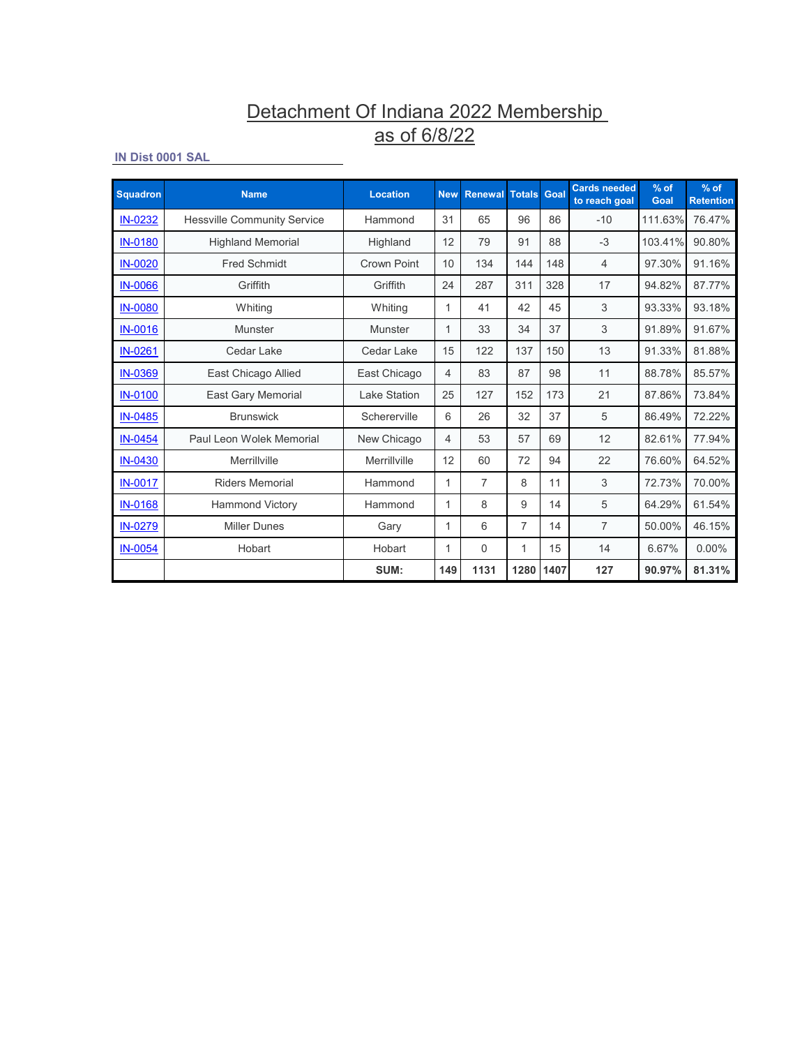# Detachment Of Indiana 2022 Membership as of 6/8/22

### IN Dist 0001 SAL

| Squadron | Name | Location | New | Renewal | Totals | Goal | Cards needed to reach goal | % of Goal | % of Retention |
|---|---|---|---|---|---|---|---|---|---|
| IN-0232 | Hessville Community Service | Hammond | 31 | 65 | 96 | 86 | -10 | 111.63% | 76.47% |
| IN-0180 | Highland Memorial | Highland | 12 | 79 | 91 | 88 | -3 | 103.41% | 90.80% |
| IN-0020 | Fred Schmidt | Crown Point | 10 | 134 | 144 | 148 | 4 | 97.30% | 91.16% |
| IN-0066 | Griffith | Griffith | 24 | 287 | 311 | 328 | 17 | 94.82% | 87.77% |
| IN-0080 | Whiting | Whiting | 1 | 41 | 42 | 45 | 3 | 93.33% | 93.18% |
| IN-0016 | Munster | Munster | 1 | 33 | 34 | 37 | 3 | 91.89% | 91.67% |
| IN-0261 | Cedar Lake | Cedar Lake | 15 | 122 | 137 | 150 | 13 | 91.33% | 81.88% |
| IN-0369 | East Chicago Allied | East Chicago | 4 | 83 | 87 | 98 | 11 | 88.78% | 85.57% |
| IN-0100 | East Gary Memorial | Lake Station | 25 | 127 | 152 | 173 | 21 | 87.86% | 73.84% |
| IN-0485 | Brunswick | Schererville | 6 | 26 | 32 | 37 | 5 | 86.49% | 72.22% |
| IN-0454 | Paul Leon Wolek Memorial | New Chicago | 4 | 53 | 57 | 69 | 12 | 82.61% | 77.94% |
| IN-0430 | Merrillville | Merrillville | 12 | 60 | 72 | 94 | 22 | 76.60% | 64.52% |
| IN-0017 | Riders Memorial | Hammond | 1 | 7 | 8 | 11 | 3 | 72.73% | 70.00% |
| IN-0168 | Hammond Victory | Hammond | 1 | 8 | 9 | 14 | 5 | 64.29% | 61.54% |
| IN-0279 | Miller Dunes | Gary | 1 | 6 | 7 | 14 | 7 | 50.00% | 46.15% |
| IN-0054 | Hobart | Hobart | 1 | 0 | 1 | 15 | 14 | 6.67% | 0.00% |
| | | **SUM:** | **149** | **1131** | **1280** | **1407** | **127** | **90.97%** | **81.31%** |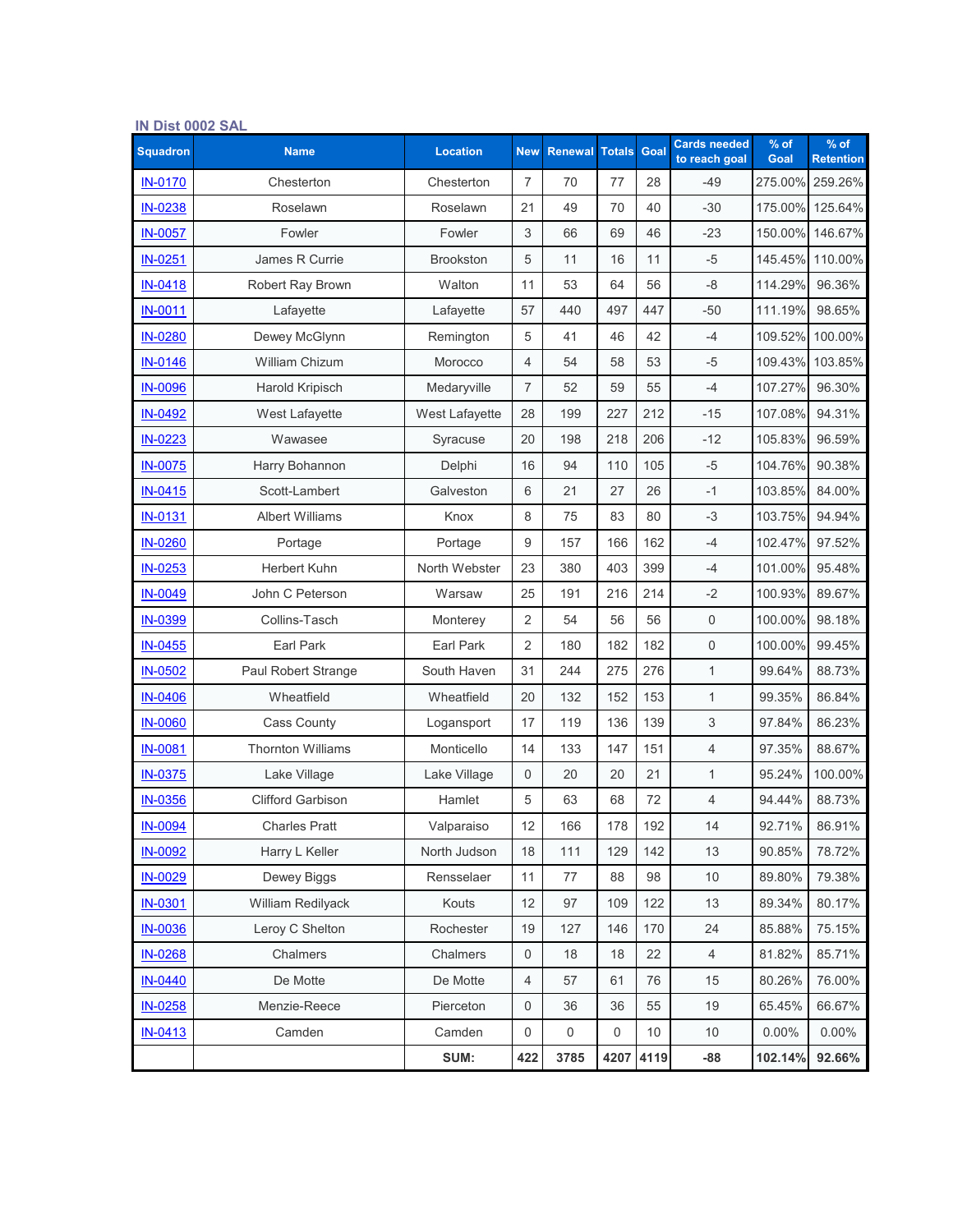### IN Dist 0002 SAL

| Squadron | Name | Location | New | Renewal | Totals | Goal | Cards needed to reach goal | % of Goal | % of Retention |
|---|---|---|---|---|---|---|---|---|---|
| IN-0170 | Chesterton | Chesterton | 7 | 70 | 77 | 28 | -49 | 275.00% | 259.26% |
| IN-0238 | Roselawn | Roselawn | 21 | 49 | 70 | 40 | -30 | 175.00% | 125.64% |
| IN-0057 | Fowler | Fowler | 3 | 66 | 69 | 46 | -23 | 150.00% | 146.67% |
| IN-0251 | James R Currie | Brookston | 5 | 11 | 16 | 11 | -5 | 145.45% | 110.00% |
| IN-0418 | Robert Ray Brown | Walton | 11 | 53 | 64 | 56 | -8 | 114.29% | 96.36% |
| IN-0011 | Lafayette | Lafayette | 57 | 440 | 497 | 447 | -50 | 111.19% | 98.65% |
| IN-0280 | Dewey McGlynn | Remington | 5 | 41 | 46 | 42 | -4 | 109.52% | 100.00% |
| IN-0146 | William Chizum | Morocco | 4 | 54 | 58 | 53 | -5 | 109.43% | 103.85% |
| IN-0096 | Harold Kripisch | Medaryville | 7 | 52 | 59 | 55 | -4 | 107.27% | 96.30% |
| IN-0492 | West Lafayette | West Lafayette | 28 | 199 | 227 | 212 | -15 | 107.08% | 94.31% |
| IN-0223 | Wawasee | Syracuse | 20 | 198 | 218 | 206 | -12 | 105.83% | 96.59% |
| IN-0075 | Harry Bohannon | Delphi | 16 | 94 | 110 | 105 | -5 | 104.76% | 90.38% |
| IN-0415 | Scott-Lambert | Galveston | 6 | 21 | 27 | 26 | -1 | 103.85% | 84.00% |
| IN-0131 | Albert Williams | Knox | 8 | 75 | 83 | 80 | -3 | 103.75% | 94.94% |
| IN-0260 | Portage | Portage | 9 | 157 | 166 | 162 | -4 | 102.47% | 97.52% |
| IN-0253 | Herbert Kuhn | North Webster | 23 | 380 | 403 | 399 | -4 | 101.00% | 95.48% |
| IN-0049 | John C Peterson | Warsaw | 25 | 191 | 216 | 214 | -2 | 100.93% | 89.67% |
| IN-0399 | Collins-Tasch | Monterey | 2 | 54 | 56 | 56 | 0 | 100.00% | 98.18% |
| IN-0455 | Earl Park | Earl Park | 2 | 180 | 182 | 182 | 0 | 100.00% | 99.45% |
| IN-0502 | Paul Robert Strange | South Haven | 31 | 244 | 275 | 276 | 1 | 99.64% | 88.73% |
| IN-0406 | Wheatfield | Wheatfield | 20 | 132 | 152 | 153 | 1 | 99.35% | 86.84% |
| IN-0060 | Cass County | Logansport | 17 | 119 | 136 | 139 | 3 | 97.84% | 86.23% |
| IN-0081 | Thornton Williams | Monticello | 14 | 133 | 147 | 151 | 4 | 97.35% | 88.67% |
| IN-0375 | Lake Village | Lake Village | 0 | 20 | 20 | 21 | 1 | 95.24% | 100.00% |
| IN-0356 | Clifford Garbison | Hamlet | 5 | 63 | 68 | 72 | 4 | 94.44% | 88.73% |
| IN-0094 | Charles Pratt | Valparaiso | 12 | 166 | 178 | 192 | 14 | 92.71% | 86.91% |
| IN-0092 | Harry L Keller | North Judson | 18 | 111 | 129 | 142 | 13 | 90.85% | 78.72% |
| IN-0029 | Dewey Biggs | Rensselaer | 11 | 77 | 88 | 98 | 10 | 89.80% | 79.38% |
| IN-0301 | William Redilyack | Kouts | 12 | 97 | 109 | 122 | 13 | 89.34% | 80.17% |
| IN-0036 | Leroy C Shelton | Rochester | 19 | 127 | 146 | 170 | 24 | 85.88% | 75.15% |
| IN-0268 | Chalmers | Chalmers | 0 | 18 | 18 | 22 | 4 | 81.82% | 85.71% |
| IN-0440 | De Motte | De Motte | 4 | 57 | 61 | 76 | 15 | 80.26% | 76.00% |
| IN-0258 | Menzie-Reece | Pierceton | 0 | 36 | 36 | 55 | 19 | 65.45% | 66.67% |
| IN-0413 | Camden | Camden | 0 | 0 | 0 | 10 | 10 | 0.00% | 0.00% |
| | | **SUM:** | **422** | **3785** | **4207** | **4119** | **-88** | **102.14%** | **92.66%** |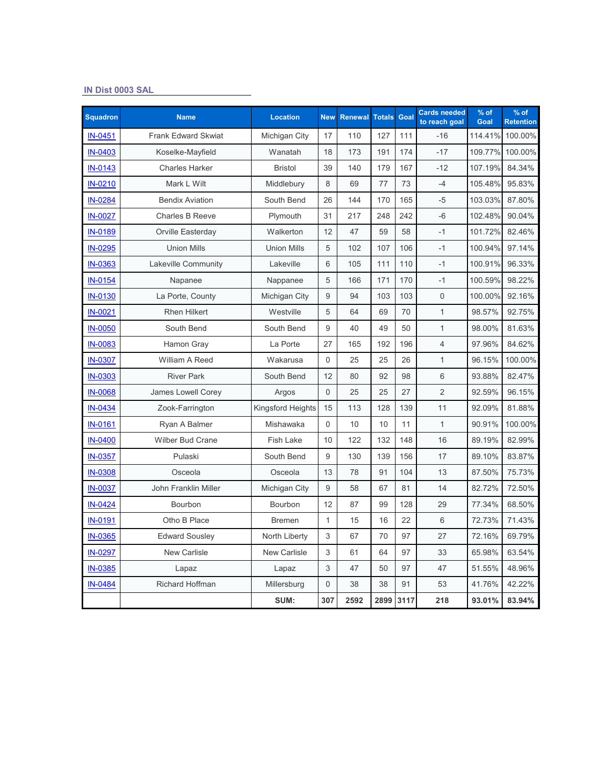## IN Dist 0003 SAL

| Squadron | Name | Location | New | Renewal | Totals | Goal | Cards needed to reach goal | % of Goal | % of Retention |
|---|---|---|---|---|---|---|---|---|---|
| IN-0451 | Frank Edward Skwiat | Michigan City | 17 | 110 | 127 | 111 | -16 | 114.41% | 100.00% |
| IN-0403 | Koselke-Mayfield | Wanatah | 18 | 173 | 191 | 174 | -17 | 109.77% | 100.00% |
| IN-0143 | Charles Harker | Bristol | 39 | 140 | 179 | 167 | -12 | 107.19% | 84.34% |
| IN-0210 | Mark L Wilt | Middlebury | 8 | 69 | 77 | 73 | -4 | 105.48% | 95.83% |
| IN-0284 | Bendix Aviation | South Bend | 26 | 144 | 170 | 165 | -5 | 103.03% | 87.80% |
| IN-0027 | Charles B Reeve | Plymouth | 31 | 217 | 248 | 242 | -6 | 102.48% | 90.04% |
| IN-0189 | Orville Easterday | Walkerton | 12 | 47 | 59 | 58 | -1 | 101.72% | 82.46% |
| IN-0295 | Union Mills | Union Mills | 5 | 102 | 107 | 106 | -1 | 100.94% | 97.14% |
| IN-0363 | Lakeville Community | Lakeville | 6 | 105 | 111 | 110 | -1 | 100.91% | 96.33% |
| IN-0154 | Napanee | Nappanee | 5 | 166 | 171 | 170 | -1 | 100.59% | 98.22% |
| IN-0130 | La Porte, County | Michigan City | 9 | 94 | 103 | 103 | 0 | 100.00% | 92.16% |
| IN-0021 | Rhen Hilkert | Westville | 5 | 64 | 69 | 70 | 1 | 98.57% | 92.75% |
| IN-0050 | South Bend | South Bend | 9 | 40 | 49 | 50 | 1 | 98.00% | 81.63% |
| IN-0083 | Hamon Gray | La Porte | 27 | 165 | 192 | 196 | 4 | 97.96% | 84.62% |
| IN-0307 | William A Reed | Wakarusa | 0 | 25 | 25 | 26 | 1 | 96.15% | 100.00% |
| IN-0303 | River Park | South Bend | 12 | 80 | 92 | 98 | 6 | 93.88% | 82.47% |
| IN-0068 | James Lowell Corey | Argos | 0 | 25 | 25 | 27 | 2 | 92.59% | 96.15% |
| IN-0434 | Zook-Farrington | Kingsford Heights | 15 | 113 | 128 | 139 | 11 | 92.09% | 81.88% |
| IN-0161 | Ryan A Balmer | Mishawaka | 0 | 10 | 10 | 11 | 1 | 90.91% | 100.00% |
| IN-0400 | Wilber Bud Crane | Fish Lake | 10 | 122 | 132 | 148 | 16 | 89.19% | 82.99% |
| IN-0357 | Pulaski | South Bend | 9 | 130 | 139 | 156 | 17 | 89.10% | 83.87% |
| IN-0308 | Osceola | Osceola | 13 | 78 | 91 | 104 | 13 | 87.50% | 75.73% |
| IN-0037 | John Franklin Miller | Michigan City | 9 | 58 | 67 | 81 | 14 | 82.72% | 72.50% |
| IN-0424 | Bourbon | Bourbon | 12 | 87 | 99 | 128 | 29 | 77.34% | 68.50% |
| IN-0191 | Otho B Place | Bremen | 1 | 15 | 16 | 22 | 6 | 72.73% | 71.43% |
| IN-0365 | Edward Sousley | North Liberty | 3 | 67 | 70 | 97 | 27 | 72.16% | 69.79% |
| IN-0297 | New Carlisle | New Carlisle | 3 | 61 | 64 | 97 | 33 | 65.98% | 63.54% |
| IN-0385 | Lapaz | Lapaz | 3 | 47 | 50 | 97 | 47 | 51.55% | 48.96% |
| IN-0484 | Richard Hoffman | Millersburg | 0 | 38 | 38 | 91 | 53 | 41.76% | 42.22% |
| | | **SUM:** | **307** | **2592** | **2899** | **3117** | **218** | **93.01%** | **83.94%** |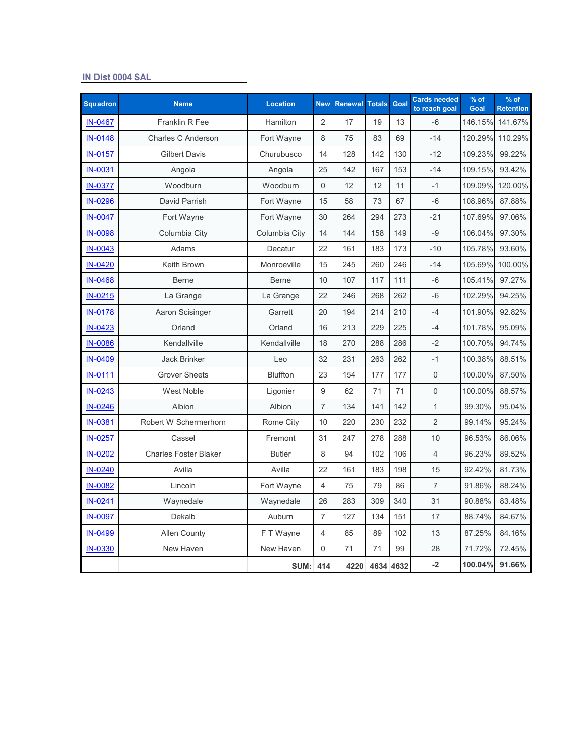## IN Dist 0004 SAL

| Squadron | Name | Location | New | Renewal | Totals | Goal | Cards needed to reach goal | % of Goal | % of Retention |
|---|---|---|---|---|---|---|---|---|---|
| IN-0467 | Franklin R Fee | Hamilton | 2 | 17 | 19 | 13 | -6 | 146.15% | 141.67% |
| IN-0148 | Charles C Anderson | Fort Wayne | 8 | 75 | 83 | 69 | -14 | 120.29% | 110.29% |
| IN-0157 | Gilbert Davis | Churubusco | 14 | 128 | 142 | 130 | -12 | 109.23% | 99.22% |
| IN-0031 | Angola | Angola | 25 | 142 | 167 | 153 | -14 | 109.15% | 93.42% |
| IN-0377 | Woodburn | Woodburn | 0 | 12 | 12 | 11 | -1 | 109.09% | 120.00% |
| IN-0296 | David Parrish | Fort Wayne | 15 | 58 | 73 | 67 | -6 | 108.96% | 87.88% |
| IN-0047 | Fort Wayne | Fort Wayne | 30 | 264 | 294 | 273 | -21 | 107.69% | 97.06% |
| IN-0098 | Columbia City | Columbia City | 14 | 144 | 158 | 149 | -9 | 106.04% | 97.30% |
| IN-0043 | Adams | Decatur | 22 | 161 | 183 | 173 | -10 | 105.78% | 93.60% |
| IN-0420 | Keith Brown | Monroeville | 15 | 245 | 260 | 246 | -14 | 105.69% | 100.00% |
| IN-0468 | Berne | Berne | 10 | 107 | 117 | 111 | -6 | 105.41% | 97.27% |
| IN-0215 | La Grange | La Grange | 22 | 246 | 268 | 262 | -6 | 102.29% | 94.25% |
| IN-0178 | Aaron Scisinger | Garrett | 20 | 194 | 214 | 210 | -4 | 101.90% | 92.82% |
| IN-0423 | Orland | Orland | 16 | 213 | 229 | 225 | -4 | 101.78% | 95.09% |
| IN-0086 | Kendallville | Kendallville | 18 | 270 | 288 | 286 | -2 | 100.70% | 94.74% |
| IN-0409 | Jack Brinker | Leo | 32 | 231 | 263 | 262 | -1 | 100.38% | 88.51% |
| IN-0111 | Grover Sheets | Bluffton | 23 | 154 | 177 | 177 | 0 | 100.00% | 87.50% |
| IN-0243 | West Noble | Ligonier | 9 | 62 | 71 | 71 | 0 | 100.00% | 88.57% |
| IN-0246 | Albion | Albion | 7 | 134 | 141 | 142 | 1 | 99.30% | 95.04% |
| IN-0381 | Robert W Schermerhorn | Rome City | 10 | 220 | 230 | 232 | 2 | 99.14% | 95.24% |
| IN-0257 | Cassel | Fremont | 31 | 247 | 278 | 288 | 10 | 96.53% | 86.06% |
| IN-0202 | Charles Foster Blaker | Butler | 8 | 94 | 102 | 106 | 4 | 96.23% | 89.52% |
| IN-0240 | Avilla | Avilla | 22 | 161 | 183 | 198 | 15 | 92.42% | 81.73% |
| IN-0082 | Lincoln | Fort Wayne | 4 | 75 | 79 | 86 | 7 | 91.86% | 88.24% |
| IN-0241 | Waynedale | Waynedale | 26 | 283 | 309 | 340 | 31 | 90.88% | 83.48% |
| IN-0097 | Dekalb | Auburn | 7 | 127 | 134 | 151 | 17 | 88.74% | 84.67% |
| IN-0499 | Allen County | F T Wayne | 4 | 85 | 89 | 102 | 13 | 87.25% | 84.16% |
| IN-0330 | New Haven | New Haven | 0 | 71 | 71 | 99 | 28 | 71.72% | 72.45% |
| | | **SUM:** | **414** | **4220** | **4634** | **4632** | **-2** | **100.04%** | **91.66%** |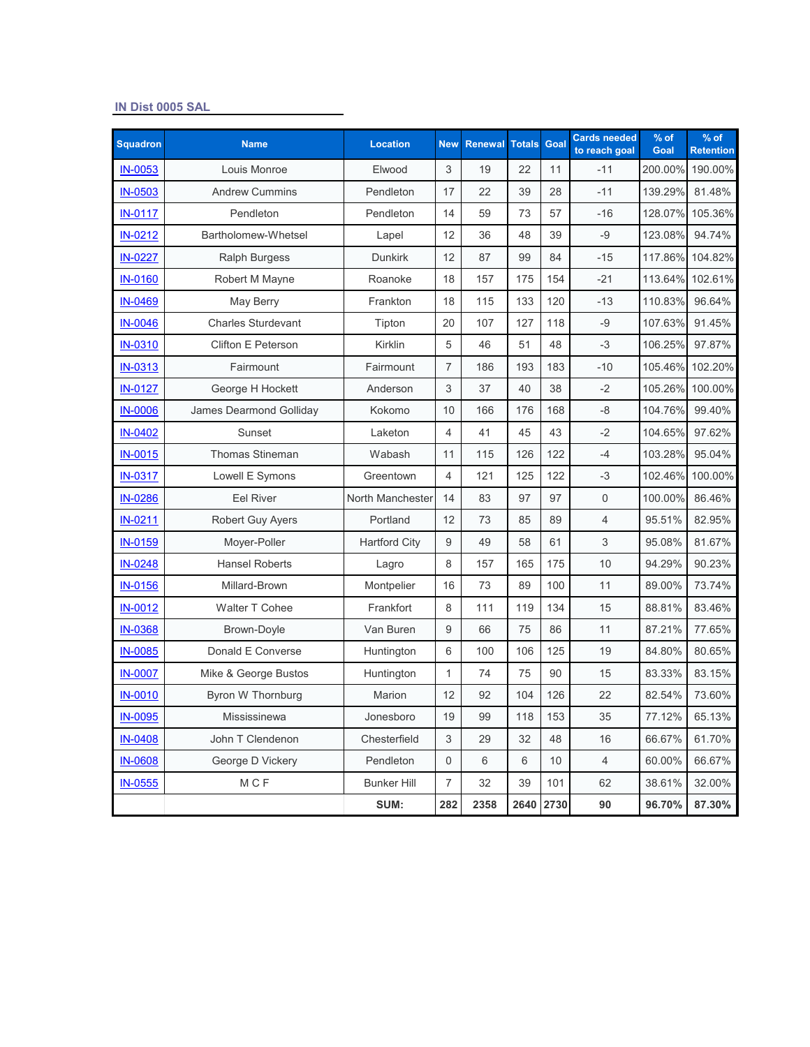## IN Dist 0005 SAL

| Squadron | Name | Location | New | Renewal | Totals | Goal | Cards needed to reach goal | % of Goal | % of Retention |
|---|---|---|---|---|---|---|---|---|---|
| IN-0053 | Louis Monroe | Elwood | 3 | 19 | 22 | 11 | -11 | 200.00% | 190.00% |
| IN-0503 | Andrew Cummins | Pendleton | 17 | 22 | 39 | 28 | -11 | 139.29% | 81.48% |
| IN-0117 | Pendleton | Pendleton | 14 | 59 | 73 | 57 | -16 | 128.07% | 105.36% |
| IN-0212 | Bartholomew-Whetsel | Lapel | 12 | 36 | 48 | 39 | -9 | 123.08% | 94.74% |
| IN-0227 | Ralph Burgess | Dunkirk | 12 | 87 | 99 | 84 | -15 | 117.86% | 104.82% |
| IN-0160 | Robert M Mayne | Roanoke | 18 | 157 | 175 | 154 | -21 | 113.64% | 102.61% |
| IN-0469 | May Berry | Frankton | 18 | 115 | 133 | 120 | -13 | 110.83% | 96.64% |
| IN-0046 | Charles Sturdevant | Tipton | 20 | 107 | 127 | 118 | -9 | 107.63% | 91.45% |
| IN-0310 | Clifton E Peterson | Kirklin | 5 | 46 | 51 | 48 | -3 | 106.25% | 97.87% |
| IN-0313 | Fairmount | Fairmount | 7 | 186 | 193 | 183 | -10 | 105.46% | 102.20% |
| IN-0127 | George H Hockett | Anderson | 3 | 37 | 40 | 38 | -2 | 105.26% | 100.00% |
| IN-0006 | James Dearmond Golliday | Kokomo | 10 | 166 | 176 | 168 | -8 | 104.76% | 99.40% |
| IN-0402 | Sunset | Laketon | 4 | 41 | 45 | 43 | -2 | 104.65% | 97.62% |
| IN-0015 | Thomas Stineman | Wabash | 11 | 115 | 126 | 122 | -4 | 103.28% | 95.04% |
| IN-0317 | Lowell E Symons | Greentown | 4 | 121 | 125 | 122 | -3 | 102.46% | 100.00% |
| IN-0286 | Eel River | North Manchester | 14 | 83 | 97 | 97 | 0 | 100.00% | 86.46% |
| IN-0211 | Robert Guy Ayers | Portland | 12 | 73 | 85 | 89 | 4 | 95.51% | 82.95% |
| IN-0159 | Moyer-Poller | Hartford City | 9 | 49 | 58 | 61 | 3 | 95.08% | 81.67% |
| IN-0248 | Hansel Roberts | Lagro | 8 | 157 | 165 | 175 | 10 | 94.29% | 90.23% |
| IN-0156 | Millard-Brown | Montpelier | 16 | 73 | 89 | 100 | 11 | 89.00% | 73.74% |
| IN-0012 | Walter T Cohee | Frankfort | 8 | 111 | 119 | 134 | 15 | 88.81% | 83.46% |
| IN-0368 | Brown-Doyle | Van Buren | 9 | 66 | 75 | 86 | 11 | 87.21% | 77.65% |
| IN-0085 | Donald E Converse | Huntington | 6 | 100 | 106 | 125 | 19 | 84.80% | 80.65% |
| IN-0007 | Mike & George Bustos | Huntington | 1 | 74 | 75 | 90 | 15 | 83.33% | 83.15% |
| IN-0010 | Byron W Thornburg | Marion | 12 | 92 | 104 | 126 | 22 | 82.54% | 73.60% |
| IN-0095 | Mississinewa | Jonesboro | 19 | 99 | 118 | 153 | 35 | 77.12% | 65.13% |
| IN-0408 | John T Clendenon | Chesterfield | 3 | 29 | 32 | 48 | 16 | 66.67% | 61.70% |
| IN-0608 | George D Vickery | Pendleton | 0 | 6 | 6 | 10 | 4 | 60.00% | 66.67% |
| IN-0555 | M C F | Bunker Hill | 7 | 32 | 39 | 101 | 62 | 38.61% | 32.00% |
| | | **SUM:** | **282** | **2358** | **2640** | **2730** | **90** | **96.70%** | **87.30%** |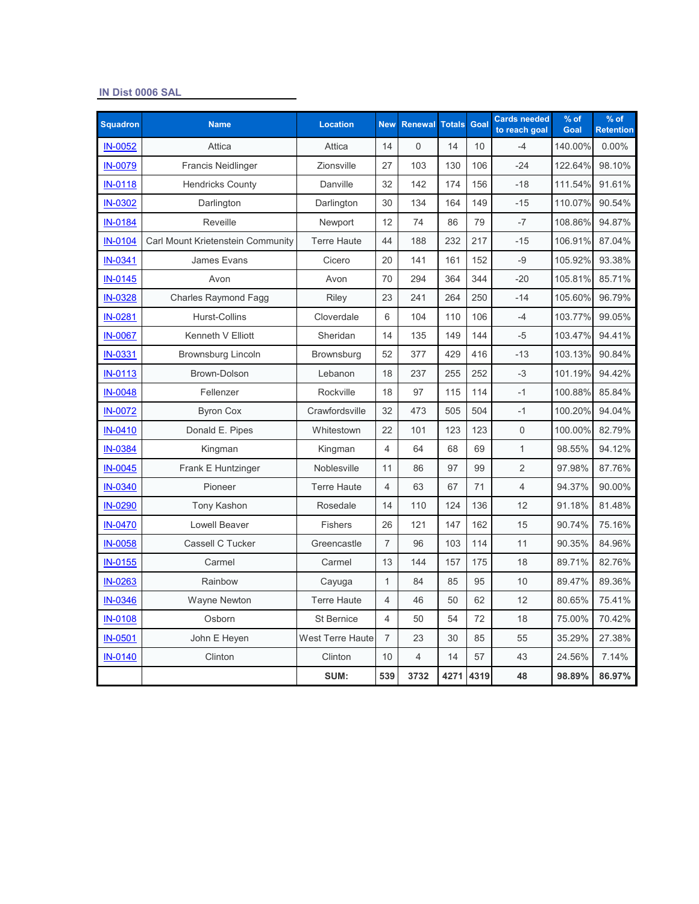## IN Dist 0006 SAL

| Squadron | Name | Location | New | Renewal | Totals | Goal | Cards needed to reach goal | % of Goal | % of Retention |
|---|---|---|---|---|---|---|---|---|---|
| IN-0052 | Attica | Attica | 14 | 0 | 14 | 10 | -4 | 140.00% | 0.00% |
| IN-0079 | Francis Neidlinger | Zionsville | 27 | 103 | 130 | 106 | -24 | 122.64% | 98.10% |
| IN-0118 | Hendricks County | Danville | 32 | 142 | 174 | 156 | -18 | 111.54% | 91.61% |
| IN-0302 | Darlington | Darlington | 30 | 134 | 164 | 149 | -15 | 110.07% | 90.54% |
| IN-0184 | Reveille | Newport | 12 | 74 | 86 | 79 | -7 | 108.86% | 94.87% |
| IN-0104 | Carl Mount Krietenstein Community | Terre Haute | 44 | 188 | 232 | 217 | -15 | 106.91% | 87.04% |
| IN-0341 | James Evans | Cicero | 20 | 141 | 161 | 152 | -9 | 105.92% | 93.38% |
| IN-0145 | Avon | Avon | 70 | 294 | 364 | 344 | -20 | 105.81% | 85.71% |
| IN-0328 | Charles Raymond Fagg | Riley | 23 | 241 | 264 | 250 | -14 | 105.60% | 96.79% |
| IN-0281 | Hurst-Collins | Cloverdale | 6 | 104 | 110 | 106 | -4 | 103.77% | 99.05% |
| IN-0067 | Kenneth V Elliott | Sheridan | 14 | 135 | 149 | 144 | -5 | 103.47% | 94.41% |
| IN-0331 | Brownsburg Lincoln | Brownsburg | 52 | 377 | 429 | 416 | -13 | 103.13% | 90.84% |
| IN-0113 | Brown-Dolson | Lebanon | 18 | 237 | 255 | 252 | -3 | 101.19% | 94.42% |
| IN-0048 | Fellenzer | Rockville | 18 | 97 | 115 | 114 | -1 | 100.88% | 85.84% |
| IN-0072 | Byron Cox | Crawfordsville | 32 | 473 | 505 | 504 | -1 | 100.20% | 94.04% |
| IN-0410 | Donald E. Pipes | Whitestown | 22 | 101 | 123 | 123 | 0 | 100.00% | 82.79% |
| IN-0384 | Kingman | Kingman | 4 | 64 | 68 | 69 | 1 | 98.55% | 94.12% |
| IN-0045 | Frank E Huntzinger | Noblesville | 11 | 86 | 97 | 99 | 2 | 97.98% | 87.76% |
| IN-0340 | Pioneer | Terre Haute | 4 | 63 | 67 | 71 | 4 | 94.37% | 90.00% |
| IN-0290 | Tony Kashon | Rosedale | 14 | 110 | 124 | 136 | 12 | 91.18% | 81.48% |
| IN-0470 | Lowell Beaver | Fishers | 26 | 121 | 147 | 162 | 15 | 90.74% | 75.16% |
| IN-0058 | Cassell C Tucker | Greencastle | 7 | 96 | 103 | 114 | 11 | 90.35% | 84.96% |
| IN-0155 | Carmel | Carmel | 13 | 144 | 157 | 175 | 18 | 89.71% | 82.76% |
| IN-0263 | Rainbow | Cayuga | 1 | 84 | 85 | 95 | 10 | 89.47% | 89.36% |
| IN-0346 | Wayne Newton | Terre Haute | 4 | 46 | 50 | 62 | 12 | 80.65% | 75.41% |
| IN-0108 | Osborn | St Bernice | 4 | 50 | 54 | 72 | 18 | 75.00% | 70.42% |
| IN-0501 | John E Heyen | West Terre Haute | 7 | 23 | 30 | 85 | 55 | 35.29% | 27.38% |
| IN-0140 | Clinton | Clinton | 10 | 4 | 14 | 57 | 43 | 24.56% | 7.14% |
| | | **SUM:** | **539** | **3732** | **4271** | **4319** | **48** | **98.89%** | **86.97%** |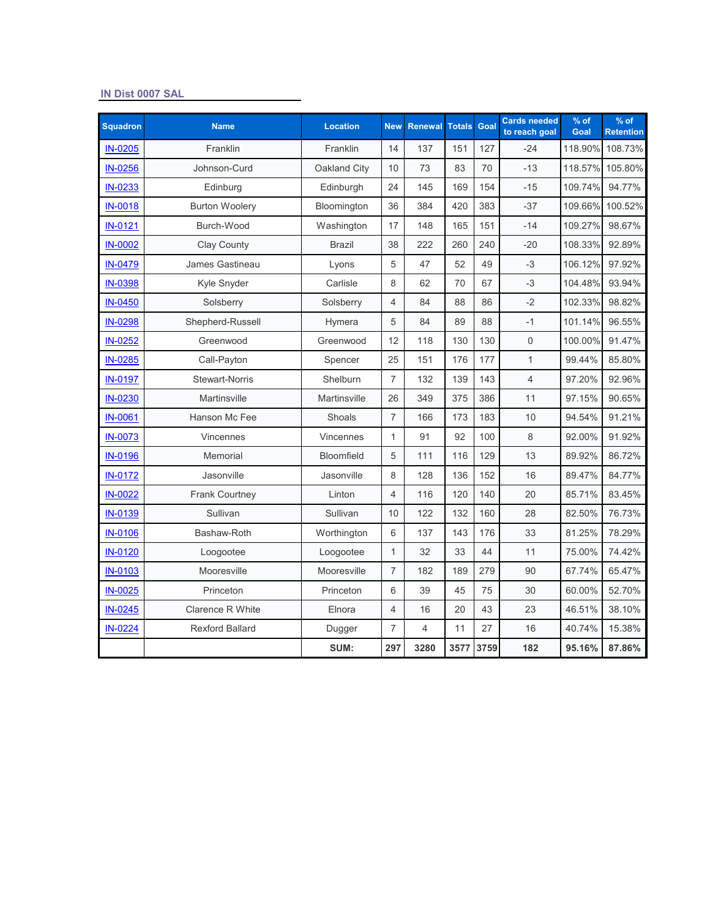## IN Dist 0007 SAL

| Squadron | Name | Location | New | Renewal | Totals | Goal | Cards needed to reach goal | % of Goal | % of Retention |
|---|---|---|---|---|---|---|---|---|---|
| IN-0205 | Franklin | Franklin | 14 | 137 | 151 | 127 | -24 | 118.90% | 108.73% |
| IN-0256 | Johnson-Curd | Oakland City | 10 | 73 | 83 | 70 | -13 | 118.57% | 105.80% |
| IN-0233 | Edinburg | Edinburgh | 24 | 145 | 169 | 154 | -15 | 109.74% | 94.77% |
| IN-0018 | Burton Woolery | Bloomington | 36 | 384 | 420 | 383 | -37 | 109.66% | 100.52% |
| IN-0121 | Burch-Wood | Washington | 17 | 148 | 165 | 151 | -14 | 109.27% | 98.67% |
| IN-0002 | Clay County | Brazil | 38 | 222 | 260 | 240 | -20 | 108.33% | 92.89% |
| IN-0479 | James Gastineau | Lyons | 5 | 47 | 52 | 49 | -3 | 106.12% | 97.92% |
| IN-0398 | Kyle Snyder | Carlisle | 8 | 62 | 70 | 67 | -3 | 104.48% | 93.94% |
| IN-0450 | Solsberry | Solsberry | 4 | 84 | 88 | 86 | -2 | 102.33% | 98.82% |
| IN-0298 | Shepherd-Russell | Hymera | 5 | 84 | 89 | 88 | -1 | 101.14% | 96.55% |
| IN-0252 | Greenwood | Greenwood | 12 | 118 | 130 | 130 | 0 | 100.00% | 91.47% |
| IN-0285 | Call-Payton | Spencer | 25 | 151 | 176 | 177 | 1 | 99.44% | 85.80% |
| IN-0197 | Stewart-Norris | Shelburn | 7 | 132 | 139 | 143 | 4 | 97.20% | 92.96% |
| IN-0230 | Martinsville | Martinsville | 26 | 349 | 375 | 386 | 11 | 97.15% | 90.65% |
| IN-0061 | Hanson Mc Fee | Shoals | 7 | 166 | 173 | 183 | 10 | 94.54% | 91.21% |
| IN-0073 | Vincennes | Vincennes | 1 | 91 | 92 | 100 | 8 | 92.00% | 91.92% |
| IN-0196 | Memorial | Bloomfield | 5 | 111 | 116 | 129 | 13 | 89.92% | 86.72% |
| IN-0172 | Jasonville | Jasonville | 8 | 128 | 136 | 152 | 16 | 89.47% | 84.77% |
| IN-0022 | Frank Courtney | Linton | 4 | 116 | 120 | 140 | 20 | 85.71% | 83.45% |
| IN-0139 | Sullivan | Sullivan | 10 | 122 | 132 | 160 | 28 | 82.50% | 76.73% |
| IN-0106 | Bashaw-Roth | Worthington | 6 | 137 | 143 | 176 | 33 | 81.25% | 78.29% |
| IN-0120 | Loogootee | Loogootee | 1 | 32 | 33 | 44 | 11 | 75.00% | 74.42% |
| IN-0103 | Mooresville | Mooresville | 7 | 182 | 189 | 279 | 90 | 67.74% | 65.47% |
| IN-0025 | Princeton | Princeton | 6 | 39 | 45 | 75 | 30 | 60.00% | 52.70% |
| IN-0245 | Clarence R White | Elnora | 4 | 16 | 20 | 43 | 23 | 46.51% | 38.10% |
| IN-0224 | Rexford Ballard | Dugger | 7 | 4 | 11 | 27 | 16 | 40.74% | 15.38% |
| | | **SUM:** | **297** | **3280** | **3577** | **3759** | **182** | **95.16%** | **87.86%** |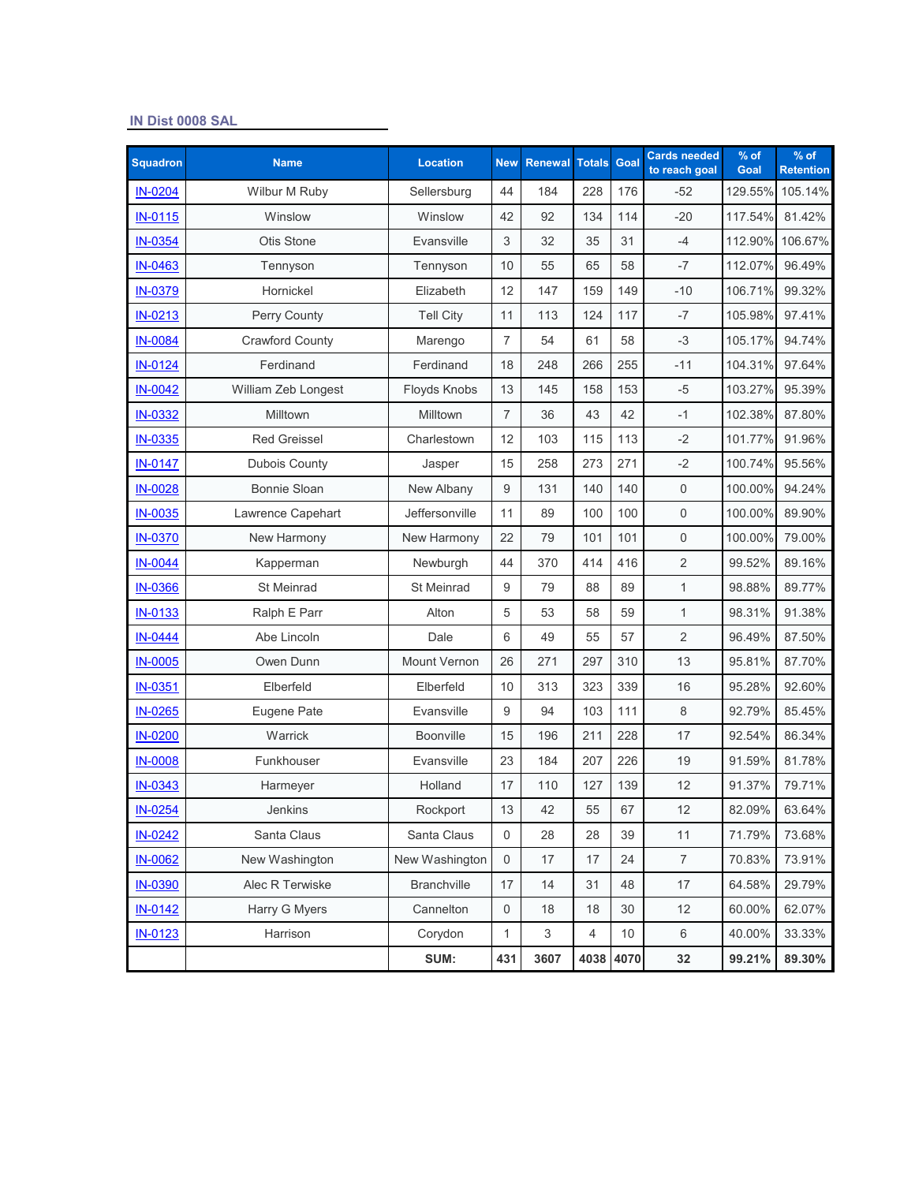## IN Dist 0008 SAL

| Squadron | Name | Location | New | Renewal | Totals | Goal | Cards needed to reach goal | % of Goal | % of Retention |
|---|---|---|---|---|---|---|---|---|---|
| IN-0204 | Wilbur M Ruby | Sellersburg | 44 | 184 | 228 | 176 | -52 | 129.55% | 105.14% |
| IN-0115 | Winslow | Winslow | 42 | 92 | 134 | 114 | -20 | 117.54% | 81.42% |
| IN-0354 | Otis Stone | Evansville | 3 | 32 | 35 | 31 | -4 | 112.90% | 106.67% |
| IN-0463 | Tennyson | Tennyson | 10 | 55 | 65 | 58 | -7 | 112.07% | 96.49% |
| IN-0379 | Hornickel | Elizabeth | 12 | 147 | 159 | 149 | -10 | 106.71% | 99.32% |
| IN-0213 | Perry County | Tell City | 11 | 113 | 124 | 117 | -7 | 105.98% | 97.41% |
| IN-0084 | Crawford County | Marengo | 7 | 54 | 61 | 58 | -3 | 105.17% | 94.74% |
| IN-0124 | Ferdinand | Ferdinand | 18 | 248 | 266 | 255 | -11 | 104.31% | 97.64% |
| IN-0042 | William Zeb Longest | Floyds Knobs | 13 | 145 | 158 | 153 | -5 | 103.27% | 95.39% |
| IN-0332 | Milltown | Milltown | 7 | 36 | 43 | 42 | -1 | 102.38% | 87.80% |
| IN-0335 | Red Greissel | Charlestown | 12 | 103 | 115 | 113 | -2 | 101.77% | 91.96% |
| IN-0147 | Dubois County | Jasper | 15 | 258 | 273 | 271 | -2 | 100.74% | 95.56% |
| IN-0028 | Bonnie Sloan | New Albany | 9 | 131 | 140 | 140 | 0 | 100.00% | 94.24% |
| IN-0035 | Lawrence Capehart | Jeffersonville | 11 | 89 | 100 | 100 | 0 | 100.00% | 89.90% |
| IN-0370 | New Harmony | New Harmony | 22 | 79 | 101 | 101 | 0 | 100.00% | 79.00% |
| IN-0044 | Kapperman | Newburgh | 44 | 370 | 414 | 416 | 2 | 99.52% | 89.16% |
| IN-0366 | St Meinrad | St Meinrad | 9 | 79 | 88 | 89 | 1 | 98.88% | 89.77% |
| IN-0133 | Ralph E Parr | Alton | 5 | 53 | 58 | 59 | 1 | 98.31% | 91.38% |
| IN-0444 | Abe Lincoln | Dale | 6 | 49 | 55 | 57 | 2 | 96.49% | 87.50% |
| IN-0005 | Owen Dunn | Mount Vernon | 26 | 271 | 297 | 310 | 13 | 95.81% | 87.70% |
| IN-0351 | Elberfeld | Elberfeld | 10 | 313 | 323 | 339 | 16 | 95.28% | 92.60% |
| IN-0265 | Eugene Pate | Evansville | 9 | 94 | 103 | 111 | 8 | 92.79% | 85.45% |
| IN-0200 | Warrick | Boonville | 15 | 196 | 211 | 228 | 17 | 92.54% | 86.34% |
| IN-0008 | Funkhouser | Evansville | 23 | 184 | 207 | 226 | 19 | 91.59% | 81.78% |
| IN-0343 | Harmeyer | Holland | 17 | 110 | 127 | 139 | 12 | 91.37% | 79.71% |
| IN-0254 | Jenkins | Rockport | 13 | 42 | 55 | 67 | 12 | 82.09% | 63.64% |
| IN-0242 | Santa Claus | Santa Claus | 0 | 28 | 28 | 39 | 11 | 71.79% | 73.68% |
| IN-0062 | New Washington | New Washington | 0 | 17 | 17 | 24 | 7 | 70.83% | 73.91% |
| IN-0390 | Alec R Terwiske | Branchville | 17 | 14 | 31 | 48 | 17 | 64.58% | 29.79% |
| IN-0142 | Harry G Myers | Cannelton | 0 | 18 | 18 | 30 | 12 | 60.00% | 62.07% |
| IN-0123 | Harrison | Corydon | 1 | 3 | 4 | 10 | 6 | 40.00% | 33.33% |
| | | **SUM:** | **431** | **3607** | **4038** | **4070** | **32** | **99.21%** | **89.30%** |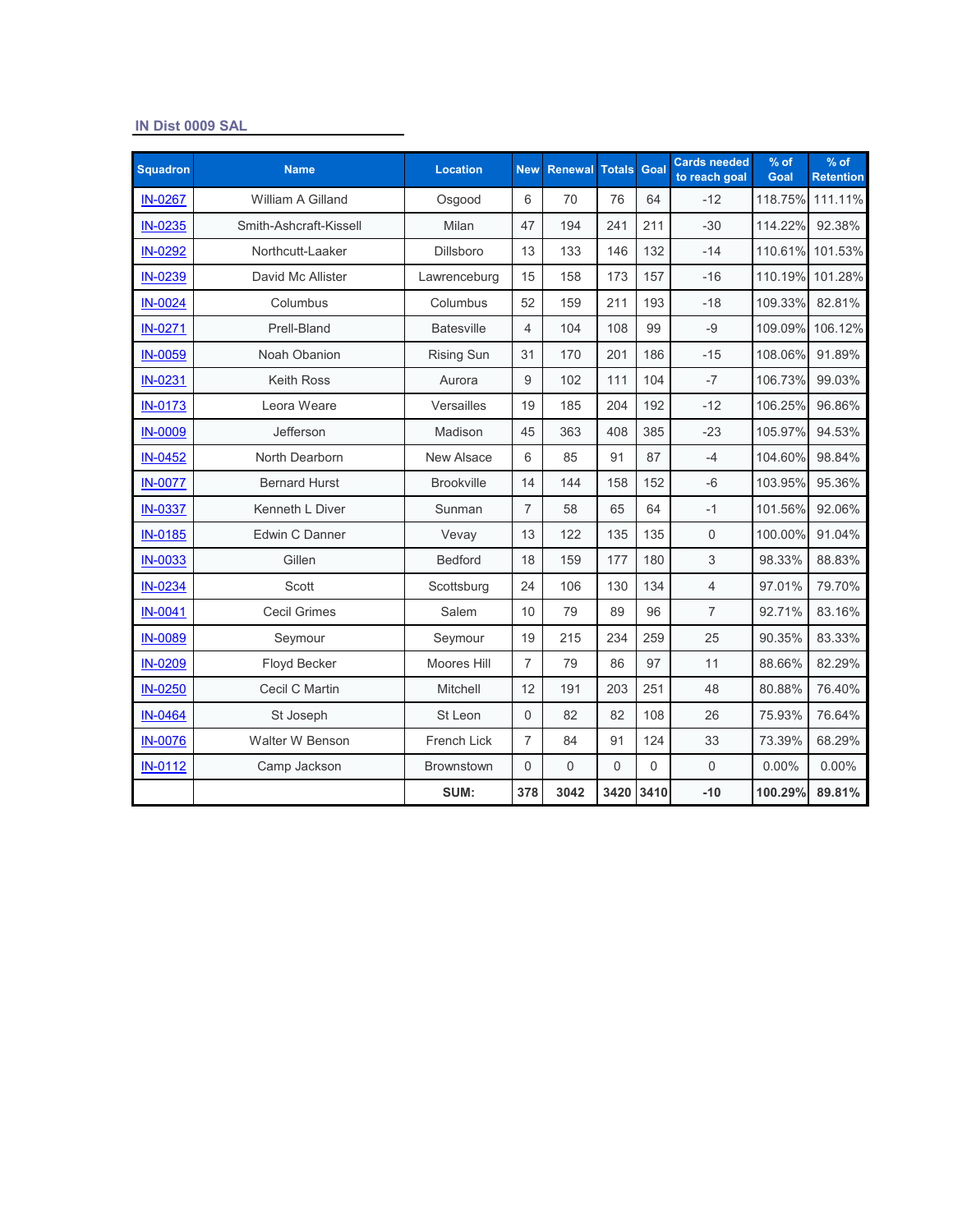## IN Dist 0009 SAL

| Squadron | Name | Location | New | Renewal | Totals | Goal | Cards needed to reach goal | % of Goal | % of Retention |
|---|---|---|---|---|---|---|---|---|---|
| IN-0267 | William A Gilland | Osgood | 6 | 70 | 76 | 64 | -12 | 118.75% | 111.11% |
| IN-0235 | Smith-Ashcraft-Kissell | Milan | 47 | 194 | 241 | 211 | -30 | 114.22% | 92.38% |
| IN-0292 | Northcutt-Laaker | Dillsboro | 13 | 133 | 146 | 132 | -14 | 110.61% | 101.53% |
| IN-0239 | David Mc Allister | Lawrenceburg | 15 | 158 | 173 | 157 | -16 | 110.19% | 101.28% |
| IN-0024 | Columbus | Columbus | 52 | 159 | 211 | 193 | -18 | 109.33% | 82.81% |
| IN-0271 | Prell-Bland | Batesville | 4 | 104 | 108 | 99 | -9 | 109.09% | 106.12% |
| IN-0059 | Noah Obanion | Rising Sun | 31 | 170 | 201 | 186 | -15 | 108.06% | 91.89% |
| IN-0231 | Keith Ross | Aurora | 9 | 102 | 111 | 104 | -7 | 106.73% | 99.03% |
| IN-0173 | Leora Weare | Versailles | 19 | 185 | 204 | 192 | -12 | 106.25% | 96.86% |
| IN-0009 | Jefferson | Madison | 45 | 363 | 408 | 385 | -23 | 105.97% | 94.53% |
| IN-0452 | North Dearborn | New Alsace | 6 | 85 | 91 | 87 | -4 | 104.60% | 98.84% |
| IN-0077 | Bernard Hurst | Brookville | 14 | 144 | 158 | 152 | -6 | 103.95% | 95.36% |
| IN-0337 | Kenneth L Diver | Sunman | 7 | 58 | 65 | 64 | -1 | 101.56% | 92.06% |
| IN-0185 | Edwin C Danner | Vevay | 13 | 122 | 135 | 135 | 0 | 100.00% | 91.04% |
| IN-0033 | Gillen | Bedford | 18 | 159 | 177 | 180 | 3 | 98.33% | 88.83% |
| IN-0234 | Scott | Scottsburg | 24 | 106 | 130 | 134 | 4 | 97.01% | 79.70% |
| IN-0041 | Cecil Grimes | Salem | 10 | 79 | 89 | 96 | 7 | 92.71% | 83.16% |
| IN-0089 | Seymour | Seymour | 19 | 215 | 234 | 259 | 25 | 90.35% | 83.33% |
| IN-0209 | Floyd Becker | Moores Hill | 7 | 79 | 86 | 97 | 11 | 88.66% | 82.29% |
| IN-0250 | Cecil C Martin | Mitchell | 12 | 191 | 203 | 251 | 48 | 80.88% | 76.40% |
| IN-0464 | St Joseph | St Leon | 0 | 82 | 82 | 108 | 26 | 75.93% | 76.64% |
| IN-0076 | Walter W Benson | French Lick | 7 | 84 | 91 | 124 | 33 | 73.39% | 68.29% |
| IN-0112 | Camp Jackson | Brownstown | 0 | 0 | 0 | 0 | 0 | 0.00% | 0.00% |
| | | **SUM:** | **378** | **3042** | **3420** | **3410** | **-10** | **100.29%** | **89.81%** |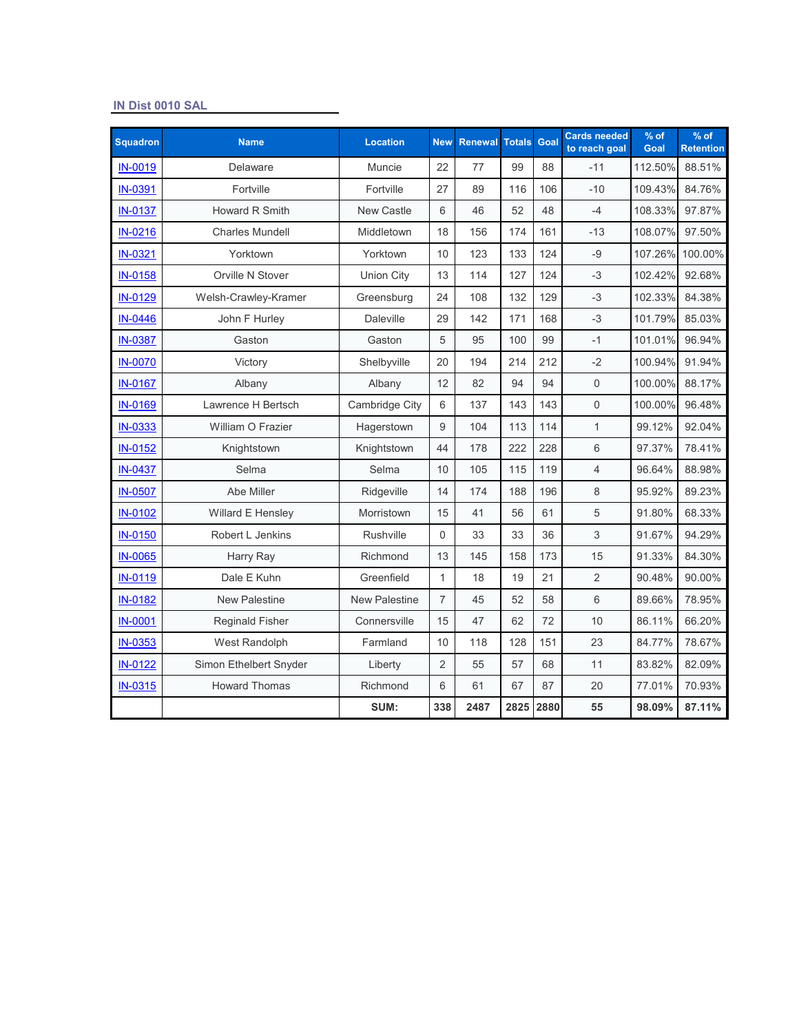## IN Dist 0010 SAL

| Squadron | Name | Location | New | Renewal | Totals | Goal | Cards needed to reach goal | % of Goal | % of Retention |
|---|---|---|---|---|---|---|---|---|---|
| IN-0019 | Delaware | Muncie | 22 | 77 | 99 | 88 | -11 | 112.50% | 88.51% |
| IN-0391 | Fortville | Fortville | 27 | 89 | 116 | 106 | -10 | 109.43% | 84.76% |
| IN-0137 | Howard R Smith | New Castle | 6 | 46 | 52 | 48 | -4 | 108.33% | 97.87% |
| IN-0216 | Charles Mundell | Middletown | 18 | 156 | 174 | 161 | -13 | 108.07% | 97.50% |
| IN-0321 | Yorktown | Yorktown | 10 | 123 | 133 | 124 | -9 | 107.26% | 100.00% |
| IN-0158 | Orville N Stover | Union City | 13 | 114 | 127 | 124 | -3 | 102.42% | 92.68% |
| IN-0129 | Welsh-Crawley-Kramer | Greensburg | 24 | 108 | 132 | 129 | -3 | 102.33% | 84.38% |
| IN-0446 | John F Hurley | Daleville | 29 | 142 | 171 | 168 | -3 | 101.79% | 85.03% |
| IN-0387 | Gaston | Gaston | 5 | 95 | 100 | 99 | -1 | 101.01% | 96.94% |
| IN-0070 | Victory | Shelbyville | 20 | 194 | 214 | 212 | -2 | 100.94% | 91.94% |
| IN-0167 | Albany | Albany | 12 | 82 | 94 | 94 | 0 | 100.00% | 88.17% |
| IN-0169 | Lawrence H Bertsch | Cambridge City | 6 | 137 | 143 | 143 | 0 | 100.00% | 96.48% |
| IN-0333 | William O Frazier | Hagerstown | 9 | 104 | 113 | 114 | 1 | 99.12% | 92.04% |
| IN-0152 | Knightstown | Knightstown | 44 | 178 | 222 | 228 | 6 | 97.37% | 78.41% |
| IN-0437 | Selma | Selma | 10 | 105 | 115 | 119 | 4 | 96.64% | 88.98% |
| IN-0507 | Abe Miller | Ridgeville | 14 | 174 | 188 | 196 | 8 | 95.92% | 89.23% |
| IN-0102 | Willard E Hensley | Morristown | 15 | 41 | 56 | 61 | 5 | 91.80% | 68.33% |
| IN-0150 | Robert L Jenkins | Rushville | 0 | 33 | 33 | 36 | 3 | 91.67% | 94.29% |
| IN-0065 | Harry Ray | Richmond | 13 | 145 | 158 | 173 | 15 | 91.33% | 84.30% |
| IN-0119 | Dale E Kuhn | Greenfield | 1 | 18 | 19 | 21 | 2 | 90.48% | 90.00% |
| IN-0182 | New Palestine | New Palestine | 7 | 45 | 52 | 58 | 6 | 89.66% | 78.95% |
| IN-0001 | Reginald Fisher | Connersville | 15 | 47 | 62 | 72 | 10 | 86.11% | 66.20% |
| IN-0353 | West Randolph | Farmland | 10 | 118 | 128 | 151 | 23 | 84.77% | 78.67% |
| IN-0122 | Simon Ethelbert Snyder | Liberty | 2 | 55 | 57 | 68 | 11 | 83.82% | 82.09% |
| IN-0315 | Howard Thomas | Richmond | 6 | 61 | 67 | 87 | 20 | 77.01% | 70.93% |
| | | **SUM:** | **338** | **2487** | **2825** | **2880** | **55** | **98.09%** | **87.11%** |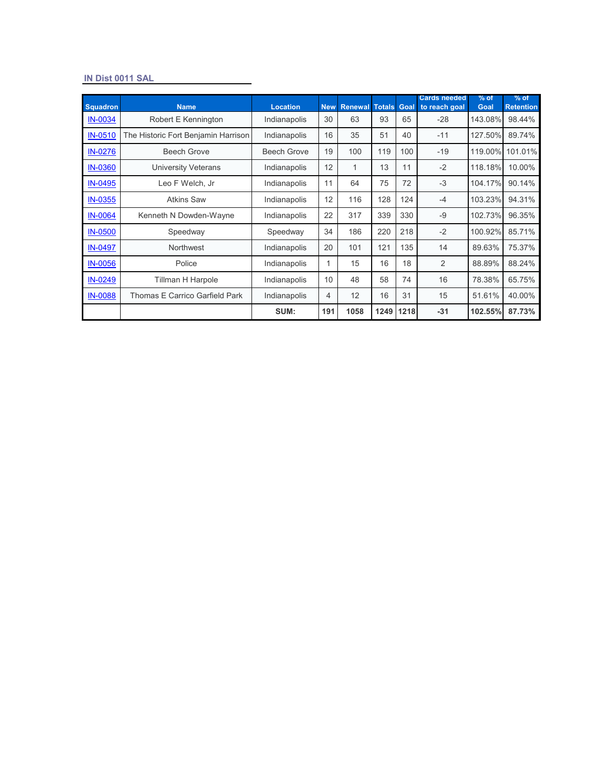### IN Dist 0011 SAL

| Squadron | Name | Location | New | Renewal | Totals | Goal | Cards needed to reach goal | % of Goal | % of Retention |
|---|---|---|---|---|---|---|---|---|---|
| IN-0034 | Robert E Kennington | Indianapolis | 30 | 63 | 93 | 65 | -28 | 143.08% | 98.44% |
| IN-0510 | The Historic Fort Benjamin Harrison | Indianapolis | 16 | 35 | 51 | 40 | -11 | 127.50% | 89.74% |
| IN-0276 | Beech Grove | Beech Grove | 19 | 100 | 119 | 100 | -19 | 119.00% | 101.01% |
| IN-0360 | University Veterans | Indianapolis | 12 | 1 | 13 | 11 | -2 | 118.18% | 10.00% |
| IN-0495 | Leo F Welch, Jr | Indianapolis | 11 | 64 | 75 | 72 | -3 | 104.17% | 90.14% |
| IN-0355 | Atkins Saw | Indianapolis | 12 | 116 | 128 | 124 | -4 | 103.23% | 94.31% |
| IN-0064 | Kenneth N Dowden-Wayne | Indianapolis | 22 | 317 | 339 | 330 | -9 | 102.73% | 96.35% |
| IN-0500 | Speedway | Speedway | 34 | 186 | 220 | 218 | -2 | 100.92% | 85.71% |
| IN-0497 | Northwest | Indianapolis | 20 | 101 | 121 | 135 | 14 | 89.63% | 75.37% |
| IN-0056 | Police | Indianapolis | 1 | 15 | 16 | 18 | 2 | 88.89% | 88.24% |
| IN-0249 | Tillman H Harpole | Indianapolis | 10 | 48 | 58 | 74 | 16 | 78.38% | 65.75% |
| IN-0088 | Thomas E Carrico Garfield Park | Indianapolis | 4 | 12 | 16 | 31 | 15 | 51.61% | 40.00% |
| | | **SUM:** | **191** | **1058** | **1249** | **1218** | **-31** | **102.55%** | **87.73%** |